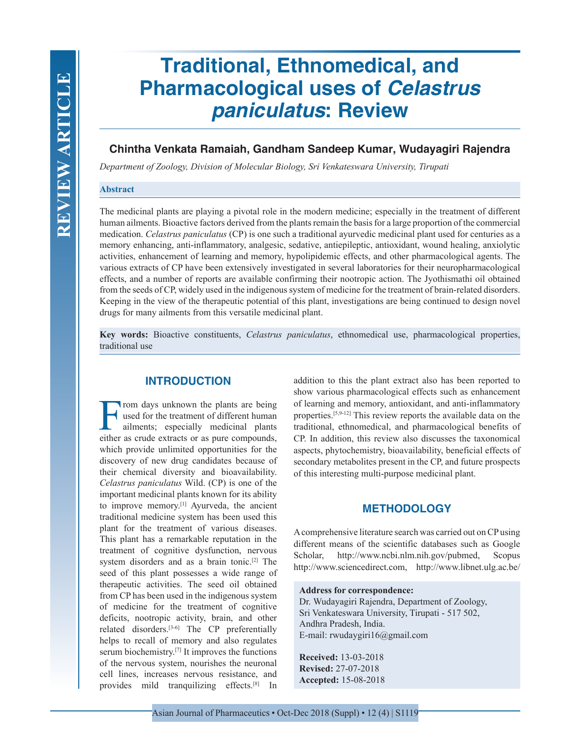# Traditional, Ethnomedical, and Pharmacological uses of *Celastrus paniculatus*: Review

**Chintha Venkata Ramaiah, Gandham Sandeep Kumar, Wudayagiri Rajendra**

*Department of Zoology, Division of Molecular Biology, Sri Venkateswara University, Tirupati*

## Abstract

The medicinal plants are playing a pivotal role in the modern medicine; especially in the treatment of different human ailments. Bioactive factors derived from the plants remain the basis for a large proportion of the commercial medication. *Celastrus paniculatus* (CP) is one such a traditional ayurvedic medicinal plant used for centuries as a memory enhancing, anti-inflammatory, analgesic, sedative, antiepileptic, antioxidant, wound healing, anxiolytic activities, enhancement of learning and memory, hypolipidemic effects, and other pharmacological agents. The various extracts of CP have been extensively investigated in several laboratories for their neuropharmacological effects, and a number of reports are available confirming their nootropic action. The Jyothismathi oil obtained from the seeds of CP, widely used in the indigenous system of medicine for the treatment of brain-related disorders. Keeping in the view of the therapeutic potential of this plant, investigations are being continued to design novel drugs for many ailments from this versatile medicinal plant.

**Key words:** Bioactive constituents, *Celastrus paniculatus*, ethnomedical use, pharmacological properties, traditional use

## INTRODUCTION

From days unknown the plants are being used for the treatment of different human ailments; especially medicinal plants either as crude extracts or as pure compounds, which provide unlimited opportunities for the discovery of new drug candidates because of their chemical diversity and bioavailability. *Celastrus paniculatus* Wild. (CP) is one of the important medicinal plants known for its ability to improve memory.[1] Ayurveda, the ancient traditional medicine system has been used this plant for the treatment of various diseases. This plant has a remarkable reputation in the treatment of cognitive dysfunction, nervous system disorders and as a brain tonic.[2] The seed of this plant possesses a wide range of therapeutic activities. The seed oil obtained from CP has been used in the indigenous system of medicine for the treatment of cognitive deficits, nootropic activity, brain, and other related disorders.[3-6] The CP preferentially helps to recall of memory and also regulates serum biochemistry.[7] It improves the functions of the nervous system, nourishes the neuronal cell lines, increases nervous resistance, and provides mild tranquilizing effects.[8] In addition to this the plant extract also has been reported to show various pharmacological effects such as enhancement of learning and memory, antioxidant, and anti-inflammatory properties.[5,9-12] This review reports the available data on the traditional, ethnomedical, and pharmacological benefits of CP. In addition, this review also discusses the taxonomical aspects, phytochemistry, bioavailability, beneficial effects of secondary metabolites present in the CP, and future prospects of this interesting multi-purpose medicinal plant.

## METHODOLOGY

A comprehensive literature search was carried out on CP using different means of the scientific databases such as Google Scholar, http://www.ncbi.nlm.nih.gov/pubmed, Scopus http://www.sciencedirect.com, http://www.libnet.ulg.ac.be/

**Address for correspondence:**
Dr. Wudayagiri Rajendra, Department of Zoology, Sri Venkateswara University, Tirupati - 517 502, Andhra Pradesh, India.
E-mail: rwudaygiri16@gmail.com

**Received:** 13-03-2018
**Revised:** 27-07-2018
**Accepted:** 15-08-2018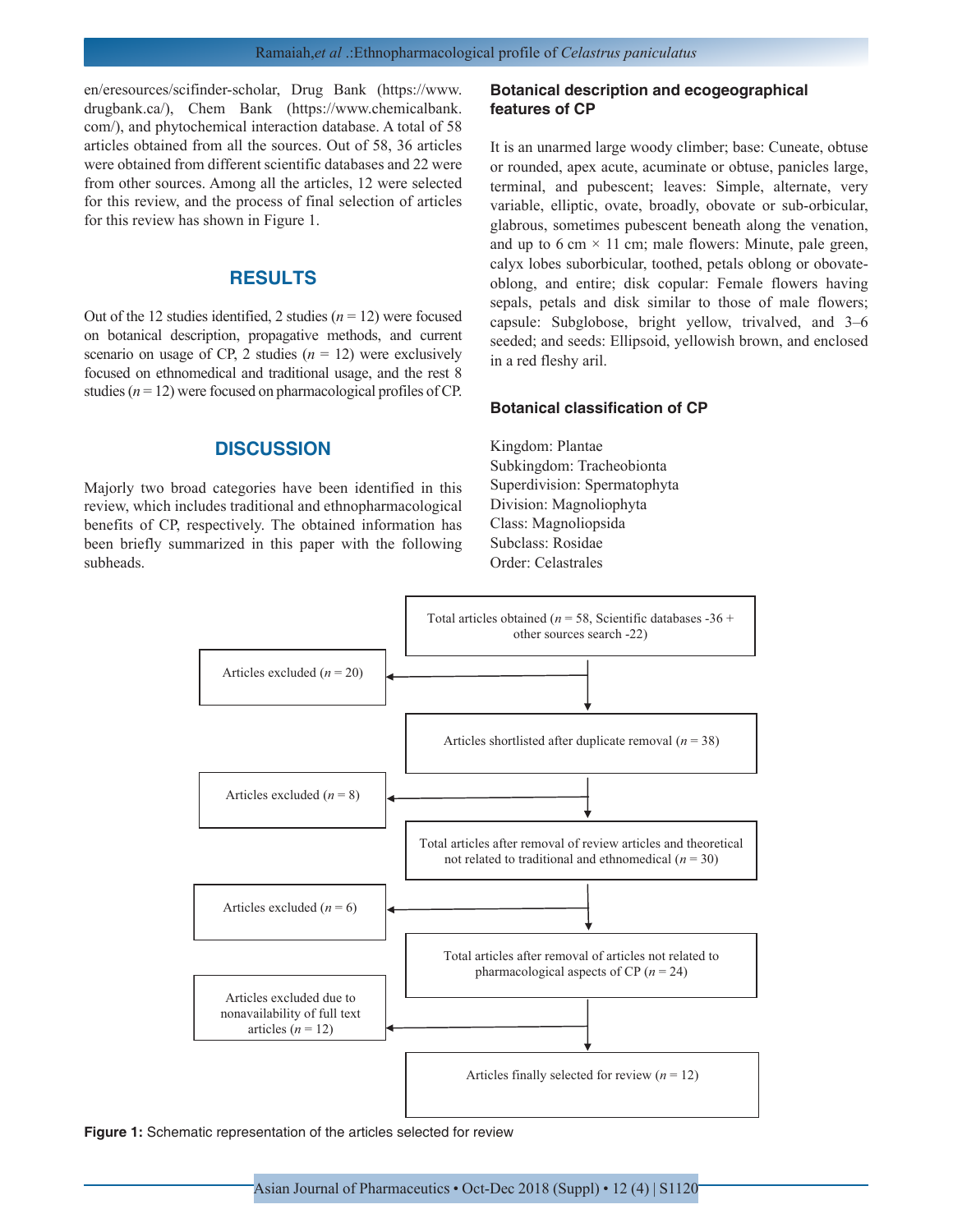en/eresources/scifinder-scholar, Drug Bank (https://www.drugbank.ca/), Chem Bank (https://www.chemicalbank.com/), and phytochemical interaction database. A total of 58 articles obtained from all the sources. Out of 58, 36 articles were obtained from different scientific databases and 22 were from other sources. Among all the articles, 12 were selected for this review, and the process of final selection of articles for this review has shown in Figure 1.

## RESULTS

Out of the 12 studies identified, 2 studies ($n = 12$) were focused on botanical description, propagative methods, and current scenario on usage of CP, 2 studies ($n = 12$) were exclusively focused on ethnomedical and traditional usage, and the rest 8 studies ($n = 12$) were focused on pharmacological profiles of CP.

## DISCUSSION

Majorly two broad categories have been identified in this review, which includes traditional and ethnopharmacological benefits of CP, respectively. The obtained information has been briefly summarized in this paper with the following subheads.

### Botanical description and ecogeographical features of CP

It is an unarmed large woody climber; base: Cuneate, obtuse or rounded, apex acute, acuminate or obtuse, panicles large, terminal, and pubescent; leaves: Simple, alternate, very variable, elliptic, ovate, broadly, obovate or sub-orbicular, glabrous, sometimes pubescent beneath along the venation, and up to 6 cm × 11 cm; male flowers: Minute, pale green, calyx lobes suborbicular, toothed, petals oblong or obovate-oblong, and entire; disk copular: Female flowers having sepals, petals and disk similar to those of male flowers; capsule: Subglobose, bright yellow, trivalved, and 3–6 seeded; and seeds: Ellipsoid, yellowish brown, and enclosed in a red fleshy aril.

### Botanical classification of CP

Kingdom: Plantae
Subkingdom: Tracheobionta
Superdivision: Spermatophyta
Division: Magnoliophyta
Class: Magnoliopsida
Subclass: Rosidae
Order: Celastrales

Total articles obtained ($n = 58$, Scientific databases -36 + other sources search -22)
→ Articles excluded ($n = 20$)
Articles shortlisted after duplicate removal ($n = 38$)
→ Articles excluded ($n = 8$)
Total articles after removal of review articles and theoretical not related to traditional and ethnomedical ($n = 30$)
→ Articles excluded ($n = 6$)
Total articles after removal of articles not related to pharmacological aspects of CP ($n = 24$)
→ Articles excluded due to nonavailability of full text articles ($n = 12$)
Articles finally selected for review ($n = 12$)

**Figure 1:** Schematic representation of the articles selected for review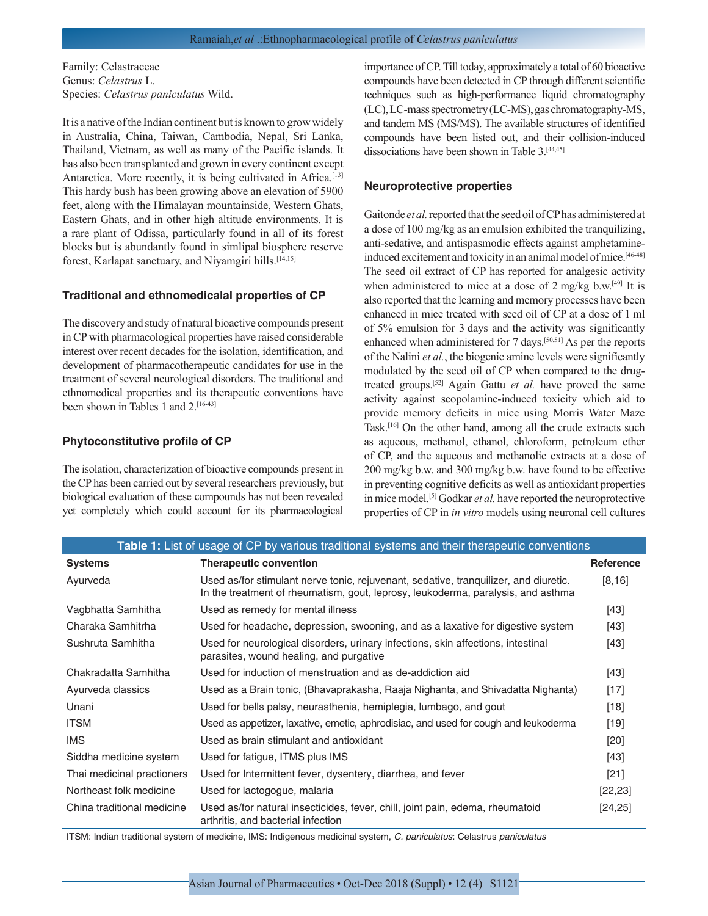Family: Celastraceae
Genus: *Celastrus* L.
Species: *Celastrus paniculatus* Wild.

It is a native of the Indian continent but is known to grow widely in Australia, China, Taiwan, Cambodia, Nepal, Sri Lanka, Thailand, Vietnam, as well as many of the Pacific islands. It has also been transplanted and grown in every continent except Antarctica. More recently, it is being cultivated in Africa.[13] This hardy bush has been growing above an elevation of 5900 feet, along with the Himalayan mountainside, Western Ghats, Eastern Ghats, and in other high altitude environments. It is a rare plant of Odissa, particularly found in all of its forest blocks but is abundantly found in simlipal biosphere reserve forest, Karlapat sanctuary, and Niyamgiri hills.[14,15]

### Traditional and ethnomedicalal properties of CP

The discovery and study of natural bioactive compounds present in CP with pharmacological properties have raised considerable interest over recent decades for the isolation, identification, and development of pharmacotherapeutic candidates for use in the treatment of several neurological disorders. The traditional and ethnomedical properties and its therapeutic conventions have been shown in Tables 1 and 2.[16-43]

### Phytoconstitutive profile of CP

The isolation, characterization of bioactive compounds present in the CP has been carried out by several researchers previously, but biological evaluation of these compounds has not been revealed yet completely which could account for its pharmacological importance of CP. Till today, approximately a total of 60 bioactive compounds have been detected in CP through different scientific techniques such as high-performance liquid chromatography (LC), LC-mass spectrometry (LC-MS), gas chromatography-MS, and tandem MS (MS/MS). The available structures of identified compounds have been listed out, and their collision-induced dissociations have been shown in Table 3.[44,45]

### Neuroprotective properties

Gaitonde *et al.* reported that the seed oil of CP has administered at a dose of 100 mg/kg as an emulsion exhibited the tranquilizing, anti-sedative, and antispasmodic effects against amphetamine-induced excitement and toxicity in an animal model of mice.[46-48] The seed oil extract of CP has reported for analgesic activity when administered to mice at a dose of 2 mg/kg b.w.[49] It is also reported that the learning and memory processes have been enhanced in mice treated with seed oil of CP at a dose of 1 ml of 5% emulsion for 3 days and the activity was significantly enhanced when administered for 7 days.[50,51] As per the reports of the Nalini *et al.*, the biogenic amine levels were significantly modulated by the seed oil of CP when compared to the drug-treated groups.[52] Again Gattu *et al.* have proved the same activity against scopolamine-induced toxicity which aid to provide memory deficits in mice using Morris Water Maze Task.[16] On the other hand, among all the crude extracts such as aqueous, methanol, ethanol, chloroform, petroleum ether of CP, and the aqueous and methanolic extracts at a dose of 200 mg/kg b.w. and 300 mg/kg b.w. have found to be effective in preventing cognitive deficits as well as antioxidant properties in mice model.[5] Godkar *et al.* have reported the neuroprotective properties of CP in *in vitro* models using neuronal cell cultures

**Table 1:** List of usage of CP by various traditional systems and their therapeutic conventions

| Systems | Therapeutic convention | Reference |
|---|---|---|
| Ayurveda | Used as/for stimulant nerve tonic, rejuvenant, sedative, tranquilizer, and diuretic. In the treatment of rheumatism, gout, leprosy, leukoderma, paralysis, and asthma | [8,16] |
| Vagbhatta Samhitha | Used as remedy for mental illness | [43] |
| Charaka Samhitrha | Used for headache, depression, swooning, and as a laxative for digestive system | [43] |
| Sushruta Samhitha | Used for neurological disorders, urinary infections, skin affections, intestinal parasites, wound healing, and purgative | [43] |
| Chakradatta Samhitha | Used for induction of menstruation and as de-addiction aid | [43] |
| Ayurveda classics | Used as a Brain tonic, (Bhavaprakasha, Raaja Nighanta, and Shivadatta Nighanta) | [17] |
| Unani | Used for bells palsy, neurasthenia, hemiplegia, lumbago, and gout | [18] |
| ITSM | Used as appetizer, laxative, emetic, aphrodisiac, and used for cough and leukoderma | [19] |
| IMS | Used as brain stimulant and antioxidant | [20] |
| Siddha medicine system | Used for fatigue, ITMS plus IMS | [43] |
| Thai medicinal practioners | Used for Intermittent fever, dysentery, diarrhea, and fever | [21] |
| Northeast folk medicine | Used for lactogogue, malaria | [22,23] |
| China traditional medicine | Used as/for natural insecticides, fever, chill, joint pain, edema, rheumatoid arthritis, and bacterial infection | [24,25] |

ITSM: Indian traditional system of medicine, IMS: Indigenous medicinal system, *C. paniculatus*: Celastrus *paniculatus*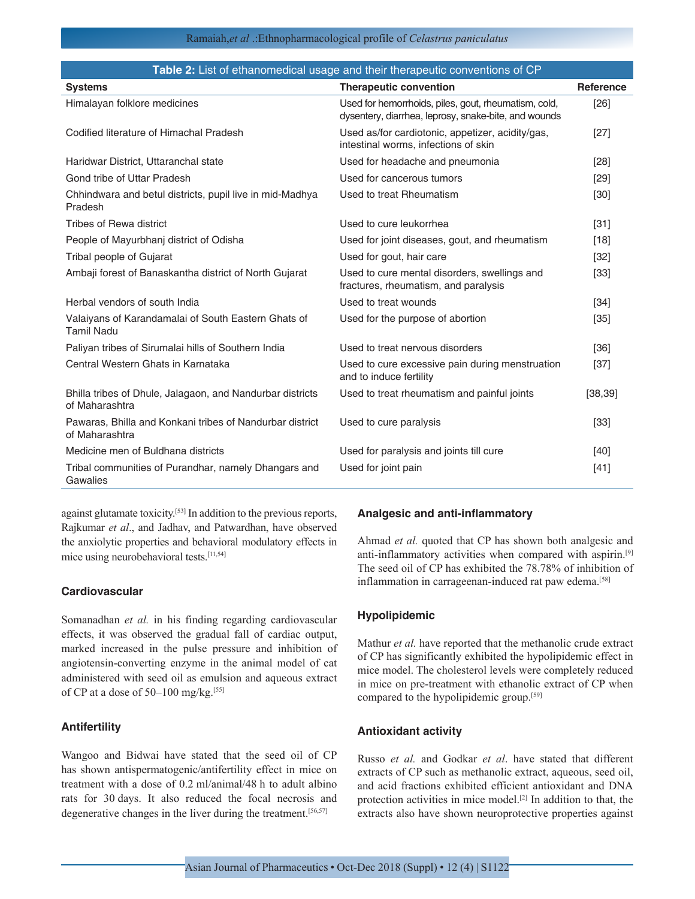**Table 2:** List of ethanomedical usage and their therapeutic conventions of CP

| Systems | Therapeutic convention | Reference |
|---|---|---|
| Himalayan folklore medicines | Used for hemorrhoids, piles, gout, rheumatism, cold, dysentery, diarrhea, leprosy, snake-bite, and wounds | [26] |
| Codified literature of Himachal Pradesh | Used as/for cardiotonic, appetizer, acidity/gas, intestinal worms, infections of skin | [27] |
| Haridwar District, Uttaranchal state | Used for headache and pneumonia | [28] |
| Gond tribe of Uttar Pradesh | Used for cancerous tumors | [29] |
| Chhindwara and betul districts, pupil live in mid-Madhya Pradesh | Used to treat Rheumatism | [30] |
| Tribes of Rewa district | Used to cure leukorrhea | [31] |
| People of Mayurbhanj district of Odisha | Used for joint diseases, gout, and rheumatism | [18] |
| Tribal people of Gujarat | Used for gout, hair care | [32] |
| Ambaji forest of Banaskantha district of North Gujarat | Used to cure mental disorders, swellings and fractures, rheumatism, and paralysis | [33] |
| Herbal vendors of south India | Used to treat wounds | [34] |
| Valaiyans of Karandamalai of South Eastern Ghats of Tamil Nadu | Used for the purpose of abortion | [35] |
| Paliyan tribes of Sirumalai hills of Southern India | Used to treat nervous disorders | [36] |
| Central Western Ghats in Karnataka | Used to cure excessive pain during menstruation and to induce fertility | [37] |
| Bhilla tribes of Dhule, Jalagaon, and Nandurbar districts of Maharashtra | Used to treat rheumatism and painful joints | [38,39] |
| Pawaras, Bhilla and Konkani tribes of Nandurbar district of Maharashtra | Used to cure paralysis | [33] |
| Medicine men of Buldhana districts | Used for paralysis and joints till cure | [40] |
| Tribal communities of Purandhar, namely Dhangars and Gawalies | Used for joint pain | [41] |

against glutamate toxicity.[53] In addition to the previous reports, Rajkumar *et al*., and Jadhav, and Patwardhan, have observed the anxiolytic properties and behavioral modulatory effects in mice using neurobehavioral tests.[11,54]

### Cardiovascular

Somanadhan *et al.* in his finding regarding cardiovascular effects, it was observed the gradual fall of cardiac output, marked increased in the pulse pressure and inhibition of angiotensin-converting enzyme in the animal model of cat administered with seed oil as emulsion and aqueous extract of CP at a dose of 50–100 mg/kg.[55]

### Antifertility

Wangoo and Bidwai have stated that the seed oil of CP has shown antispermatogenic/antifertility effect in mice on treatment with a dose of 0.2 ml/animal/48 h to adult albino rats for 30 days. It also reduced the focal necrosis and degenerative changes in the liver during the treatment.[56,57]

### Analgesic and anti-inflammatory

Ahmad *et al.* quoted that CP has shown both analgesic and anti-inflammatory activities when compared with aspirin.[9] The seed oil of CP has exhibited the 78.78% of inhibition of inflammation in carrageenan-induced rat paw edema.[58]

### Hypolipidemic

Mathur *et al.* have reported that the methanolic crude extract of CP has significantly exhibited the hypolipidemic effect in mice model. The cholesterol levels were completely reduced in mice on pre-treatment with ethanolic extract of CP when compared to the hypolipidemic group.[59]

### Antioxidant activity

Russo *et al.* and Godkar *et al*. have stated that different extracts of CP such as methanolic extract, aqueous, seed oil, and acid fractions exhibited efficient antioxidant and DNA protection activities in mice model.[2] In addition to that, the extracts also have shown neuroprotective properties against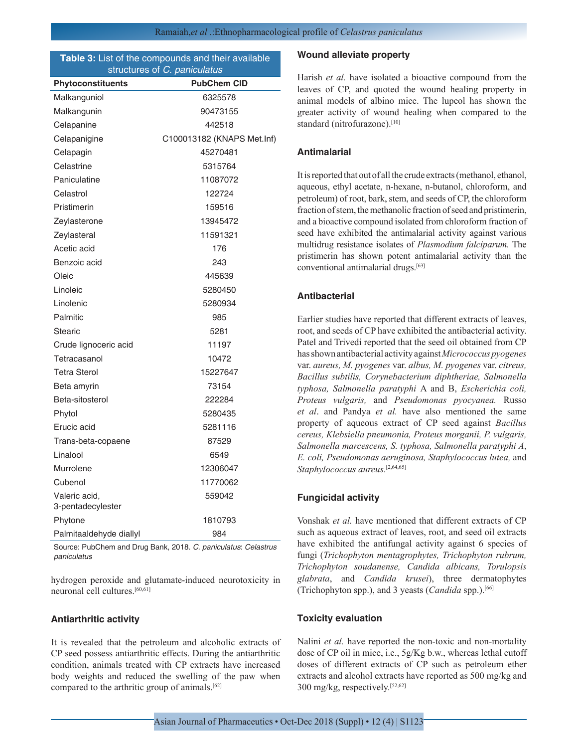**Table 3:** List of the compounds and their available structures of *C. paniculatus*

| Phytoconstituents | PubChem CID |
|---|---|
| Malkanguniol | 6325578 |
| Malkangunin | 90473155 |
| Celapanine | 442518 |
| Celapanigine | C100013182 (KNAPS Met.Inf) |
| Celapagin | 45270481 |
| Celastrine | 5315764 |
| Paniculatine | 11087072 |
| Celastrol | 122724 |
| Pristimerin | 159516 |
| Zeylasterone | 13945472 |
| Zeylasteral | 11591321 |
| Acetic acid | 176 |
| Benzoic acid | 243 |
| Oleic | 445639 |
| Linoleic | 5280450 |
| Linolenic | 5280934 |
| Palmitic | 985 |
| Stearic | 5281 |
| Crude lignoceric acid | 11197 |
| Tetracasanol | 10472 |
| Tetra Sterol | 15227647 |
| Beta amyrin | 73154 |
| Beta-sitosterol | 222284 |
| Phytol | 5280435 |
| Erucic acid | 5281116 |
| Trans-beta-copaene | 87529 |
| Linalool | 6549 |
| Murrolene | 12306047 |
| Cubenol | 11770062 |
| Valeric acid, 3-pentadecylester | 559042 |
| Phytone | 1810793 |
| Palmitaaldehyde diallyl | 984 |

Source: PubChem and Drug Bank, 2018. *C. paniculatus*: *Celastrus paniculatus*

hydrogen peroxide and glutamate-induced neurotoxicity in neuronal cell cultures.[60,61]

### Antiarthritic activity

It is revealed that the petroleum and alcoholic extracts of CP seed possess antiarthritic effects. During the antiarthritic condition, animals treated with CP extracts have increased body weights and reduced the swelling of the paw when compared to the arthritic group of animals.[62]

### Wound alleviate property

Harish *et al.* have isolated a bioactive compound from the leaves of CP, and quoted the wound healing property in animal models of albino mice. The lupeol has shown the greater activity of wound healing when compared to the standard (nitrofurazone).[10]

### Antimalarial

It is reported that out of all the crude extracts (methanol, ethanol, aqueous, ethyl acetate, n-hexane, n-butanol, chloroform, and petroleum) of root, bark, stem, and seeds of CP, the chloroform fraction of stem, the methanolic fraction of seed and pristimerin, and a bioactive compound isolated from chloroform fraction of seed have exhibited the antimalarial activity against various multidrug resistance isolates of *Plasmodium falciparum.* The pristimerin has shown potent antimalarial activity than the conventional antimalarial drugs.[63]

### Antibacterial

Earlier studies have reported that different extracts of leaves, root, and seeds of CP have exhibited the antibacterial activity. Patel and Trivedi reported that the seed oil obtained from CP has shown antibacterial activity against *Micrococcus pyogenes* var. *aureus, M. pyogenes* var. *albus, M. pyogenes* var. *citreus, Bacillus subtilis, Corynebacterium diphtheriae, Salmonella typhosa, Salmonella paratyphi* A and B, *Escherichia coli, Proteus vulgaris,* and *Pseudomonas pyocyanea.* Russo *et al*. and Pandya *et al.* have also mentioned the same property of aqueous extract of CP seed against *Bacillus cereus, Klebsiella pneumonia, Proteus morganii, P. vulgaris, Salmonella marcescens, S. typhosa, Salmonella paratyphi A*, *E. coli, Pseudomonas aeruginosa, Staphylococcus lutea,* and *Staphylococcus aureus*.[2,64,65]

### Fungicidal activity

Vonshak *et al.* have mentioned that different extracts of CP such as aqueous extract of leaves, root, and seed oil extracts have exhibited the antifungal activity against 6 species of fungi (*Trichophyton mentagrophytes, Trichophyton rubrum, Trichophyton soudanense, Candida albicans, Torulopsis glabrata*, and *Candida krusei*), three dermatophytes (Trichophyton spp.), and 3 yeasts (*Candida* spp.).[66]

### Toxicity evaluation

Nalini *et al.* have reported the non-toxic and non-mortality dose of CP oil in mice, i.e., 5g/Kg b.w., whereas lethal cutoff doses of different extracts of CP such as petroleum ether extracts and alcohol extracts have reported as 500 mg/kg and 300 mg/kg, respectively.[52,62]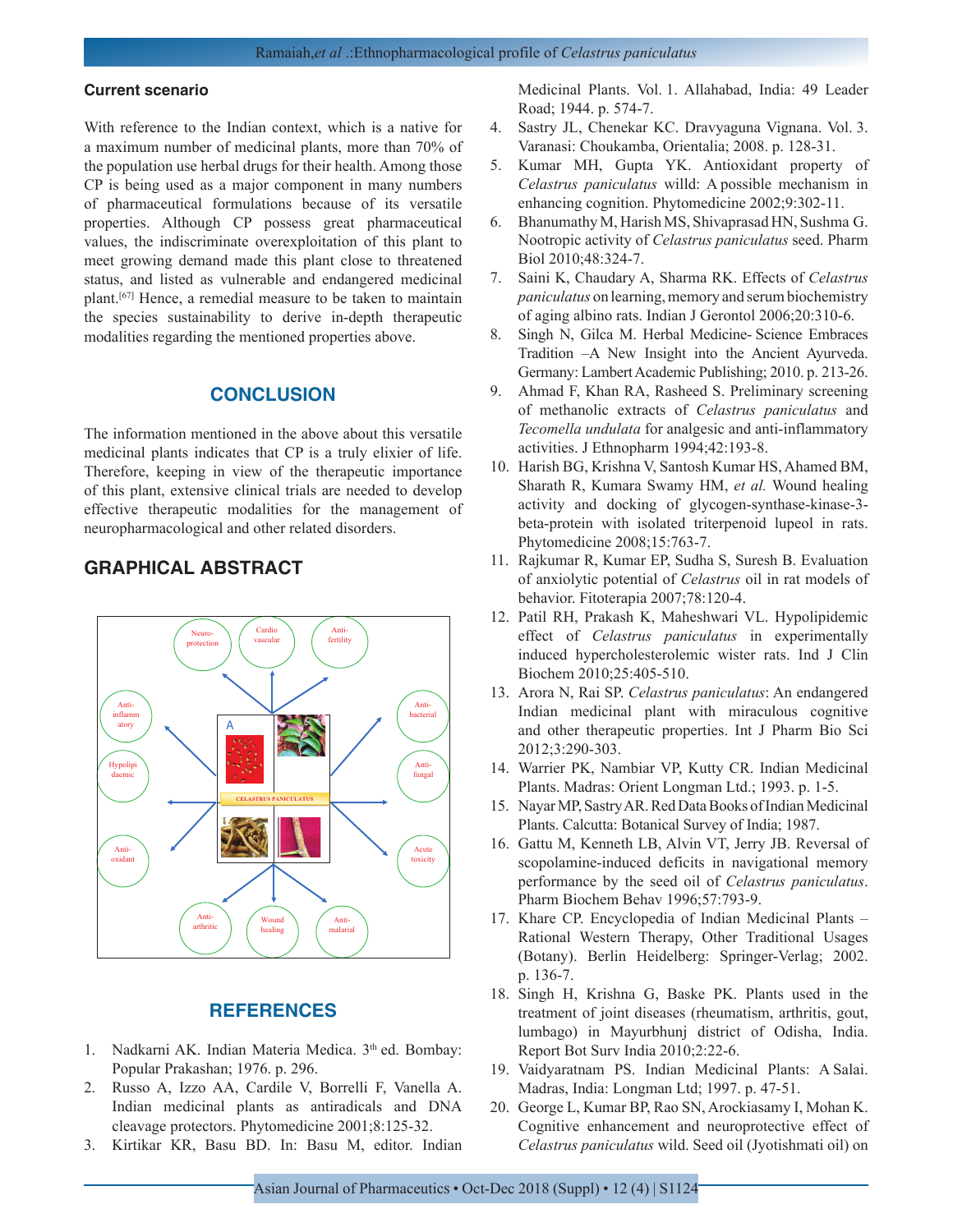## Current scenario

With reference to the Indian context, which is a native for a maximum number of medicinal plants, more than 70% of the population use herbal drugs for their health. Among those CP is being used as a major component in many numbers of pharmaceutical formulations because of its versatile properties. Although CP possess great pharmaceutical values, the indiscriminate overexploitation of this plant to meet growing demand made this plant close to threatened status, and listed as vulnerable and endangered medicinal plant.[67] Hence, a remedial measure to be taken to maintain the species sustainability to derive in-depth therapeutic modalities regarding the mentioned properties above.

## CONCLUSION

The information mentioned in the above about this versatile medicinal plants indicates that CP is a truly elixier of life. Therefore, keeping in view of the therapeutic importance of this plant, extensive clinical trials are needed to develop effective therapeutic modalities for the management of neuropharmacological and other related disorders.

## GRAPHICAL ABSTRACT

## REFERENCES

1. Nadkarni AK. Indian Materia Medica. 3th ed. Bombay: Popular Prakashan; 1976. p. 296.
2. Russo A, Izzo AA, Cardile V, Borrelli F, Vanella A. Indian medicinal plants as antiradicals and DNA cleavage protectors. Phytomedicine 2001;8:125-32.
3. Kirtikar KR, Basu BD. In: Basu M, editor. Indian Medicinal Plants. Vol. 1. Allahabad, India: 49 Leader Road; 1944. p. 574-7.
4. Sastry JL, Chenekar KC. Dravyaguna Vignana. Vol. 3. Varanasi: Choukamba, Orientalia; 2008. p. 128-31.
5. Kumar MH, Gupta YK. Antioxidant property of *Celastrus paniculatus* willd: A possible mechanism in enhancing cognition. Phytomedicine 2002;9:302-11.
6. Bhanumathy M, Harish MS, Shivaprasad HN, Sushma G. Nootropic activity of *Celastrus paniculatus* seed. Pharm Biol 2010;48:324-7.
7. Saini K, Chaudary A, Sharma RK. Effects of *Celastrus paniculatus* on learning, memory and serum biochemistry of aging albino rats. Indian J Gerontol 2006;20:310-6.
8. Singh N, Gilca M. Herbal Medicine- Science Embraces Tradition –A New Insight into the Ancient Ayurveda. Germany: Lambert Academic Publishing; 2010. p. 213-26.
9. Ahmad F, Khan RA, Rasheed S. Preliminary screening of methanolic extracts of *Celastrus paniculatus* and *Tecomella undulata* for analgesic and anti-inflammatory activities. J Ethnopharm 1994;42:193-8.
10. Harish BG, Krishna V, Santosh Kumar HS, Ahamed BM, Sharath R, Kumara Swamy HM, *et al.* Wound healing activity and docking of glycogen-synthase-kinase-3-beta-protein with isolated triterpenoid lupeol in rats. Phytomedicine 2008;15:763-7.
11. Rajkumar R, Kumar EP, Sudha S, Suresh B. Evaluation of anxiolytic potential of *Celastrus* oil in rat models of behavior. Fitoterapia 2007;78:120-4.
12. Patil RH, Prakash K, Maheshwari VL. Hypolipidemic effect of *Celastrus paniculatus* in experimentally induced hypercholesterolemic wister rats. Ind J Clin Biochem 2010;25:405-510.
13. Arora N, Rai SP. *Celastrus paniculatus*: An endangered Indian medicinal plant with miraculous cognitive and other therapeutic properties. Int J Pharm Bio Sci 2012;3:290-303.
14. Warrier PK, Nambiar VP, Kutty CR. Indian Medicinal Plants. Madras: Orient Longman Ltd.; 1993. p. 1-5.
15. Nayar MP, Sastry AR. Red Data Books of Indian Medicinal Plants. Calcutta: Botanical Survey of India; 1987.
16. Gattu M, Kenneth LB, Alvin VT, Jerry JB. Reversal of scopolamine-induced deficits in navigational memory performance by the seed oil of *Celastrus paniculatus*. Pharm Biochem Behav 1996;57:793-9.
17. Khare CP. Encyclopedia of Indian Medicinal Plants – Rational Western Therapy, Other Traditional Usages (Botany). Berlin Heidelberg: Springer-Verlag; 2002. p. 136-7.
18. Singh H, Krishna G, Baske PK. Plants used in the treatment of joint diseases (rheumatism, arthritis, gout, lumbago) in Mayurbhunj district of Odisha, India. Report Bot Surv India 2010;2:22-6.
19. Vaidyaratnam PS. Indian Medicinal Plants: A Salai. Madras, India: Longman Ltd; 1997. p. 47-51.
20. George L, Kumar BP, Rao SN, Arockiasamy I, Mohan K. Cognitive enhancement and neuroprotective effect of *Celastrus paniculatus* wild. Seed oil (Jyotishmati oil) on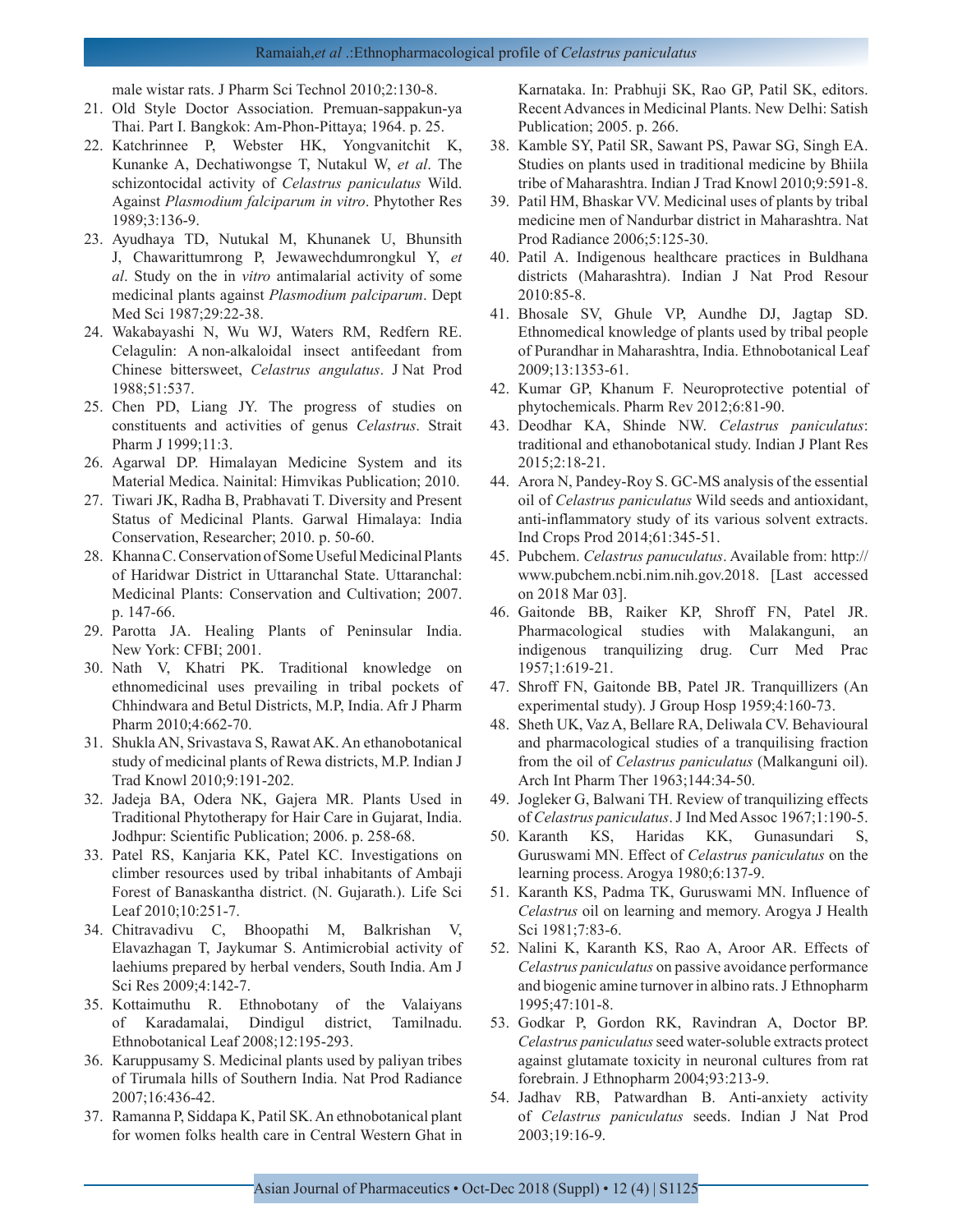male wistar rats. J Pharm Sci Technol 2010;2:130-8.

21. Old Style Doctor Association. Premuan-sappakun-ya Thai. Part I. Bangkok: Am-Phon-Pittaya; 1964. p. 25.
22. Katchrinnee P, Webster HK, Yongvanitchit K, Kunanke A, Dechatiwongse T, Nutakul W, *et al*. The schizontocidal activity of *Celastrus paniculatus* Wild. Against *Plasmodium falciparum in vitro*. Phytother Res 1989;3:136-9.
23. Ayudhaya TD, Nutukal M, Khunanek U, Bhunsith J, Chawarittumrong P, Jewawechdumrongkul Y, *et al*. Study on the in *vitro* antimalarial activity of some medicinal plants against *Plasmodium palciparum*. Dept Med Sci 1987;29:22-38.
24. Wakabayashi N, Wu WJ, Waters RM, Redfern RE. Celagulin: A non-alkaloidal insect antifeedant from Chinese bittersweet, *Celastrus angulatus*. J Nat Prod 1988;51:537.
25. Chen PD, Liang JY. The progress of studies on constituents and activities of genus *Celastrus*. Strait Pharm J 1999;11:3.
26. Agarwal DP. Himalayan Medicine System and its Material Medica. Nainital: Himvikas Publication; 2010.
27. Tiwari JK, Radha B, Prabhavati T. Diversity and Present Status of Medicinal Plants. Garwal Himalaya: India Conservation, Researcher; 2010. p. 50-60.
28. Khanna C. Conservation of Some Useful Medicinal Plants of Haridwar District in Uttaranchal State. Uttaranchal: Medicinal Plants: Conservation and Cultivation; 2007. p. 147-66.
29. Parotta JA. Healing Plants of Peninsular India. New York: CFBI; 2001.
30. Nath V, Khatri PK. Traditional knowledge on ethnomedicinal uses prevailing in tribal pockets of Chhindwara and Betul Districts, M.P, India. Afr J Pharm Pharm 2010;4:662-70.
31. Shukla AN, Srivastava S, Rawat AK. An ethanobotanical study of medicinal plants of Rewa districts, M.P. Indian J Trad Knowl 2010;9:191-202.
32. Jadeja BA, Odera NK, Gajera MR. Plants Used in Traditional Phytotherapy for Hair Care in Gujarat, India. Jodhpur: Scientific Publication; 2006. p. 258-68.
33. Patel RS, Kanjaria KK, Patel KC. Investigations on climber resources used by tribal inhabitants of Ambaji Forest of Banaskantha district. (N. Gujarath.). Life Sci Leaf 2010;10:251-7.
34. Chitravadivu C, Bhoopathi M, Balkrishan V, Elavazhagan T, Jaykumar S. Antimicrobial activity of laehiums prepared by herbal venders, South India. Am J Sci Res 2009;4:142-7.
35. Kottaimuthu R. Ethnobotany of the Valaiyans of Karadamalai, Dindigul district, Tamilnadu. Ethnobotanical Leaf 2008;12:195-293.
36. Karuppusamy S. Medicinal plants used by paliyan tribes of Tirumala hills of Southern India. Nat Prod Radiance 2007;16:436-42.
37. Ramanna P, Siddapa K, Patil SK. An ethnobotanical plant for women folks health care in Central Western Ghat in Karnataka. In: Prabhuji SK, Rao GP, Patil SK, editors. Recent Advances in Medicinal Plants. New Delhi: Satish Publication; 2005. p. 266.
38. Kamble SY, Patil SR, Sawant PS, Pawar SG, Singh EA. Studies on plants used in traditional medicine by Bhiila tribe of Maharashtra. Indian J Trad Knowl 2010;9:591-8.
39. Patil HM, Bhaskar VV. Medicinal uses of plants by tribal medicine men of Nandurbar district in Maharashtra. Nat Prod Radiance 2006;5:125-30.
40. Patil A. Indigenous healthcare practices in Buldhana districts (Maharashtra). Indian J Nat Prod Resour 2010:85-8.
41. Bhosale SV, Ghule VP, Aundhe DJ, Jagtap SD. Ethnomedical knowledge of plants used by tribal people of Purandhar in Maharashtra, India. Ethnobotanical Leaf 2009;13:1353-61.
42. Kumar GP, Khanum F. Neuroprotective potential of phytochemicals. Pharm Rev 2012;6:81-90.
43. Deodhar KA, Shinde NW. *Celastrus paniculatus*: traditional and ethanobotanical study. Indian J Plant Res 2015;2:18-21.
44. Arora N, Pandey-Roy S. GC-MS analysis of the essential oil of *Celastrus paniculatus* Wild seeds and antioxidant, anti-inflammatory study of its various solvent extracts. Ind Crops Prod 2014;61:345-51.
45. Pubchem. *Celastrus panuculatus*. Available from: http://www.pubchem.ncbi.nim.nih.gov.2018. [Last accessed on 2018 Mar 03].
46. Gaitonde BB, Raiker KP, Shroff FN, Patel JR. Pharmacological studies with Malakanguni, an indigenous tranquilizing drug. Curr Med Prac 1957;1:619-21.
47. Shroff FN, Gaitonde BB, Patel JR. Tranquillizers (An experimental study). J Group Hosp 1959;4:160-73.
48. Sheth UK, Vaz A, Bellare RA, Deliwala CV. Behavioural and pharmacological studies of a tranquilising fraction from the oil of *Celastrus paniculatus* (Malkanguni oil). Arch Int Pharm Ther 1963;144:34-50.
49. Jogleker G, Balwani TH. Review of tranquilizing effects of *Celastrus paniculatus*. J Ind Med Assoc 1967;1:190-5.
50. Karanth KS, Haridas KK, Gunasundari S, Guruswami MN. Effect of *Celastrus paniculatus* on the learning process. Arogya 1980;6:137-9.
51. Karanth KS, Padma TK, Guruswami MN. Influence of *Celastrus* oil on learning and memory. Arogya J Health Sci 1981;7:83-6.
52. Nalini K, Karanth KS, Rao A, Aroor AR. Effects of *Celastrus paniculatus* on passive avoidance performance and biogenic amine turnover in albino rats. J Ethnopharm 1995;47:101-8.
53. Godkar P, Gordon RK, Ravindran A, Doctor BP. *Celastrus paniculatus* seed water-soluble extracts protect against glutamate toxicity in neuronal cultures from rat forebrain. J Ethnopharm 2004;93:213-9.
54. Jadhav RB, Patwardhan B. Anti-anxiety activity of *Celastrus paniculatus* seeds. Indian J Nat Prod 2003;19:16-9.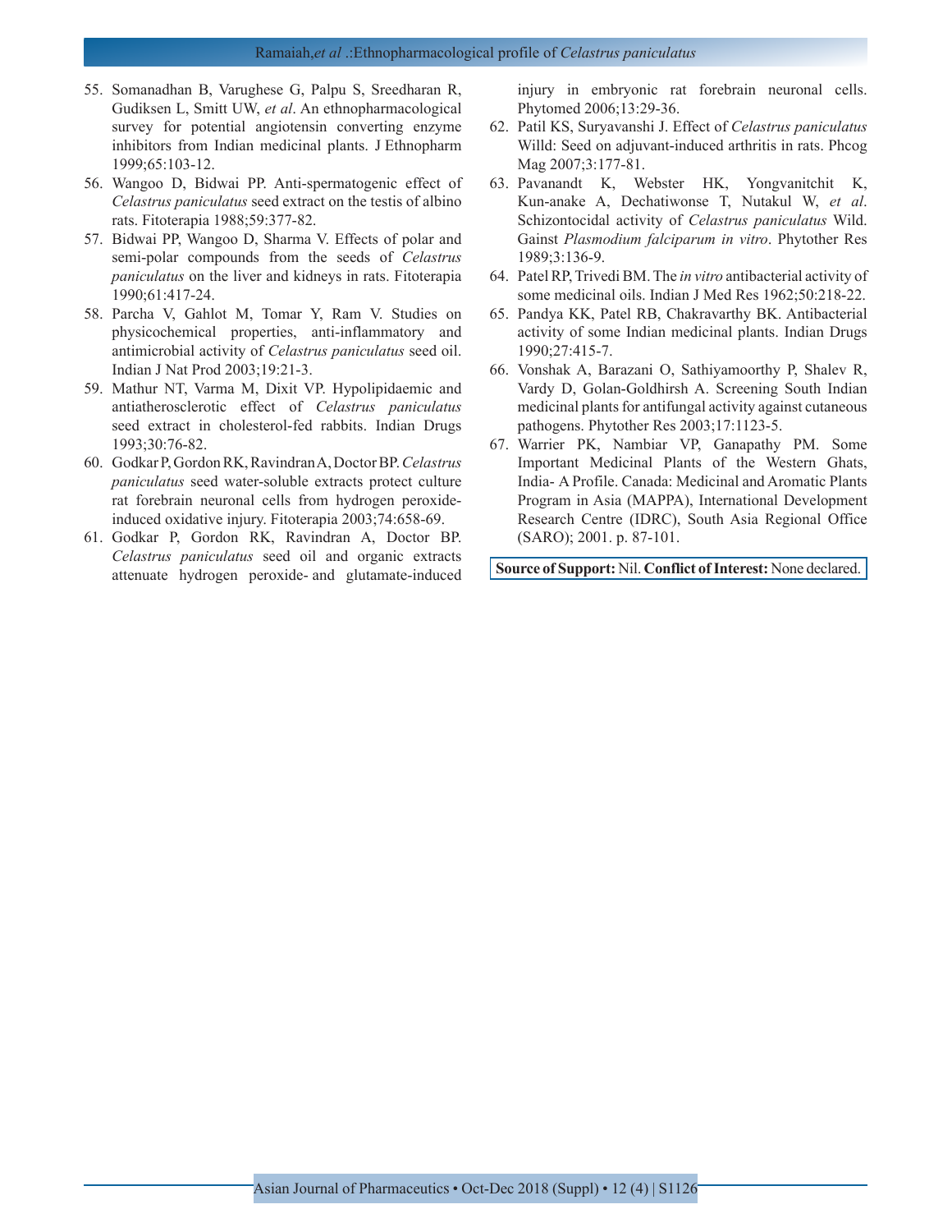55. Somanadhan B, Varughese G, Palpu S, Sreedharan R, Gudiksen L, Smitt UW, *et al*. An ethnopharmacological survey for potential angiotensin converting enzyme inhibitors from Indian medicinal plants. J Ethnopharm 1999;65:103-12.
56. Wangoo D, Bidwai PP. Anti-spermatogenic effect of *Celastrus paniculatus* seed extract on the testis of albino rats. Fitoterapia 1988;59:377-82.
57. Bidwai PP, Wangoo D, Sharma V. Effects of polar and semi-polar compounds from the seeds of *Celastrus paniculatus* on the liver and kidneys in rats. Fitoterapia 1990;61:417-24.
58. Parcha V, Gahlot M, Tomar Y, Ram V. Studies on physicochemical properties, anti-inflammatory and antimicrobial activity of *Celastrus paniculatus* seed oil. Indian J Nat Prod 2003;19:21-3.
59. Mathur NT, Varma M, Dixit VP. Hypolipidaemic and antiatherosclerotic effect of *Celastrus paniculatus* seed extract in cholesterol-fed rabbits. Indian Drugs 1993;30:76-82.
60. Godkar P, Gordon RK, Ravindran A, Doctor BP. *Celastrus paniculatus* seed water-soluble extracts protect culture rat forebrain neuronal cells from hydrogen peroxide-induced oxidative injury. Fitoterapia 2003;74:658-69.
61. Godkar P, Gordon RK, Ravindran A, Doctor BP. *Celastrus paniculatus* seed oil and organic extracts attenuate hydrogen peroxide- and glutamate-induced injury in embryonic rat forebrain neuronal cells. Phytomed 2006;13:29-36.
62. Patil KS, Suryavanshi J. Effect of *Celastrus paniculatus* Willd: Seed on adjuvant-induced arthritis in rats. Phcog Mag 2007;3:177-81.
63. Pavanandt K, Webster HK, Yongvanitchit K, Kun-anake A, Dechatiwonse T, Nutakul W, *et al*. Schizontocidal activity of *Celastrus paniculatus* Wild. Gainst *Plasmodium falciparum in vitro*. Phytother Res 1989;3:136-9.
64. Patel RP, Trivedi BM. The *in vitro* antibacterial activity of some medicinal oils. Indian J Med Res 1962;50:218-22.
65. Pandya KK, Patel RB, Chakravarthy BK. Antibacterial activity of some Indian medicinal plants. Indian Drugs 1990;27:415-7.
66. Vonshak A, Barazani O, Sathiyamoorthy P, Shalev R, Vardy D, Golan-Goldhirsh A. Screening South Indian medicinal plants for antifungal activity against cutaneous pathogens. Phytother Res 2003;17:1123-5.
67. Warrier PK, Nambiar VP, Ganapathy PM. Some Important Medicinal Plants of the Western Ghats, India- A Profile. Canada: Medicinal and Aromatic Plants Program in Asia (MAPPA), International Development Research Centre (IDRC), South Asia Regional Office (SARO); 2001. p. 87-101.

**Source of Support:** Nil. **Conflict of Interest:** None declared.